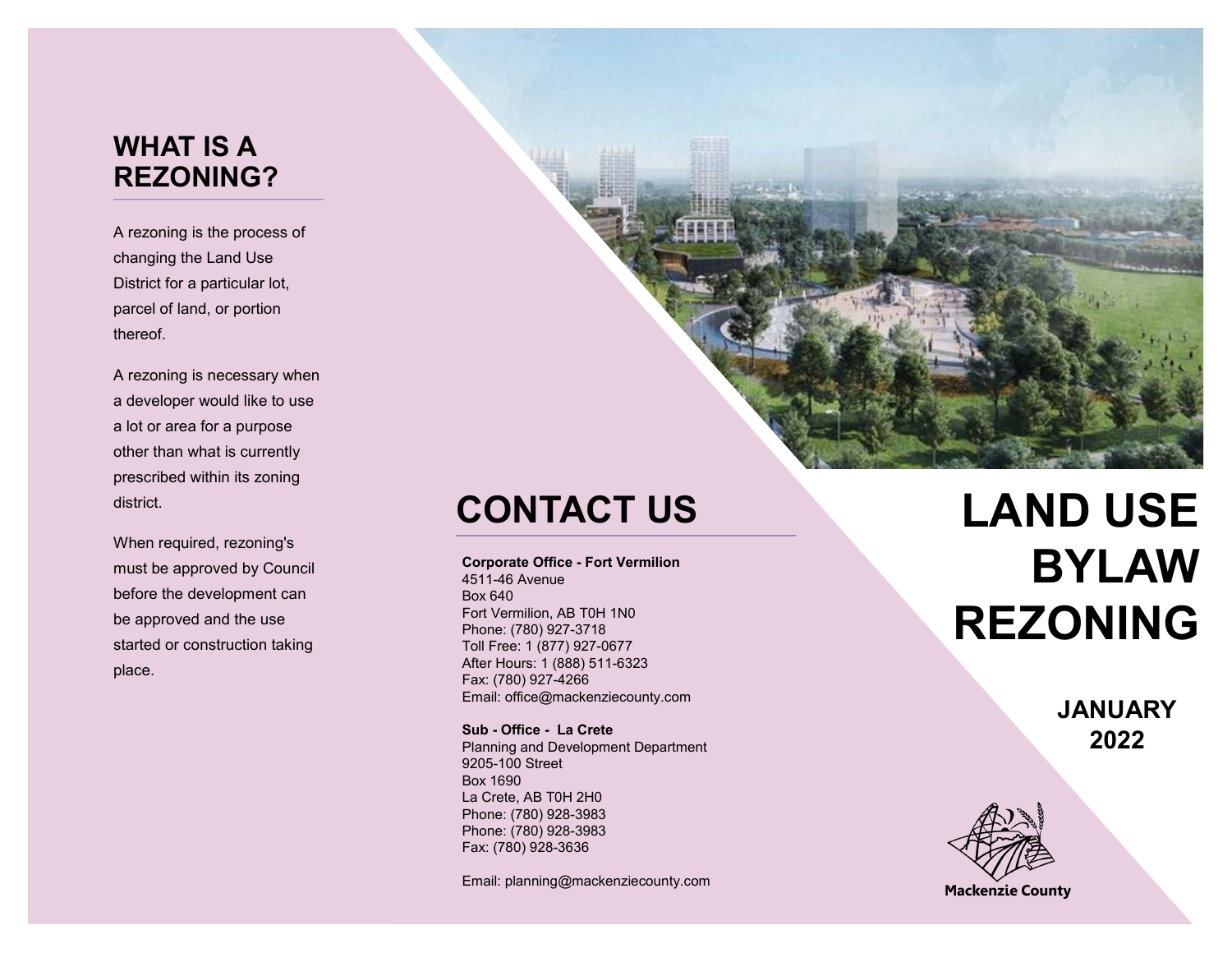## WHAT IS A REZONING?

A rezoning is the process of changing the Land Use District for a particular lot, parcel of land, or portion thereof.

A rezoning is necessary when a developer would like to use a lot or area for a purpose other than what is currently prescribed within its zoning district.

When required, rezoning's must be approved by Council before the development can be approved and the use started or construction taking place.

## CONTACT US

**Corporate Office - Fort Vermilion**
4511-46 Avenue
Box 640
Fort Vermilion, AB T0H 1N0
Phone: (780) 927-3718
Toll Free: 1 (877) 927-0677
After Hours: 1 (888) 511-6323
Fax: (780) 927-4266
Email: office@mackenziecounty.com

**Sub - Office - La Crete**
Planning and Development Department
9205-100 Street
Box 1690
La Crete, AB T0H 2H0
Phone: (780) 928-3983
Phone: (780) 928-3983
Fax: (780) 928-3636

Email: planning@mackenziecounty.com

# LAND USE BYLAW REZONING

**JANUARY 2022**

Mackenzie County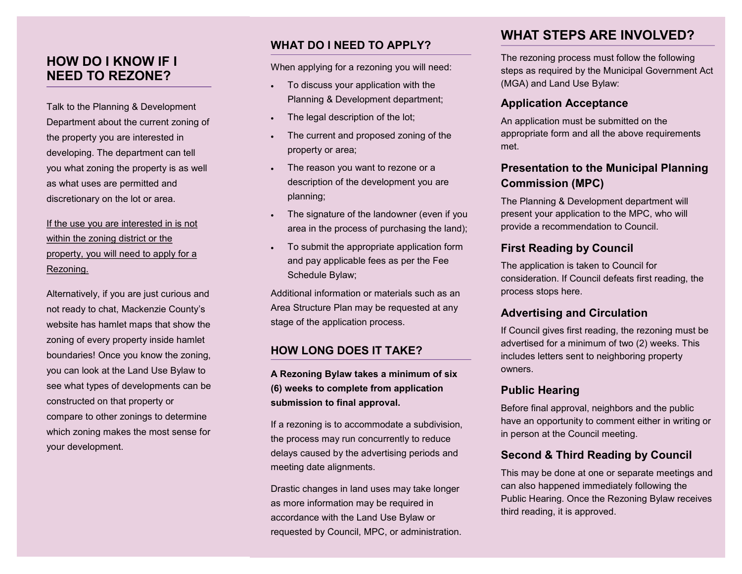## HOW DO I KNOW IF I NEED TO REZONE?

Talk to the Planning & Development Department about the current zoning of the property you are interested in developing. The department can tell you what zoning the property is as well as what uses are permitted and discretionary on the lot or area.

If the use you are interested in is not within the zoning district or the property, you will need to apply for a Rezoning.

Alternatively, if you are just curious and not ready to chat, Mackenzie County's website has hamlet maps that show the zoning of every property inside hamlet boundaries! Once you know the zoning, you can look at the Land Use Bylaw to see what types of developments can be constructed on that property or compare to other zonings to determine which zoning makes the most sense for your development.

## WHAT DO I NEED TO APPLY?

When applying for a rezoning you will need:

- To discuss your application with the Planning & Development department;
- The legal description of the lot;
- The current and proposed zoning of the property or area;
- The reason you want to rezone or a description of the development you are planning;
- The signature of the landowner (even if you area in the process of purchasing the land);
- To submit the appropriate application form and pay applicable fees as per the Fee Schedule Bylaw;

Additional information or materials such as an Area Structure Plan may be requested at any stage of the application process.

## HOW LONG DOES IT TAKE?

**A Rezoning Bylaw takes a minimum of six (6) weeks to complete from application submission to final approval.**

If a rezoning is to accommodate a subdivision, the process may run concurrently to reduce delays caused by the advertising periods and meeting date alignments.

Drastic changes in land uses may take longer as more information may be required in accordance with the Land Use Bylaw or requested by Council, MPC, or administration.

## WHAT STEPS ARE INVOLVED?

The rezoning process must follow the following steps as required by the Municipal Government Act (MGA) and Land Use Bylaw:

### Application Acceptance

An application must be submitted on the appropriate form and all the above requirements met.

### Presentation to the Municipal Planning Commission (MPC)

The Planning & Development department will present your application to the MPC, who will provide a recommendation to Council.

### First Reading by Council

The application is taken to Council for consideration. If Council defeats first reading, the process stops here.

### Advertising and Circulation

If Council gives first reading, the rezoning must be advertised for a minimum of two (2) weeks. This includes letters sent to neighboring property owners.

### Public Hearing

Before final approval, neighbors and the public have an opportunity to comment either in writing or in person at the Council meeting.

### Second & Third Reading by Council

This may be done at one or separate meetings and can also happened immediately following the Public Hearing. Once the Rezoning Bylaw receives third reading, it is approved.